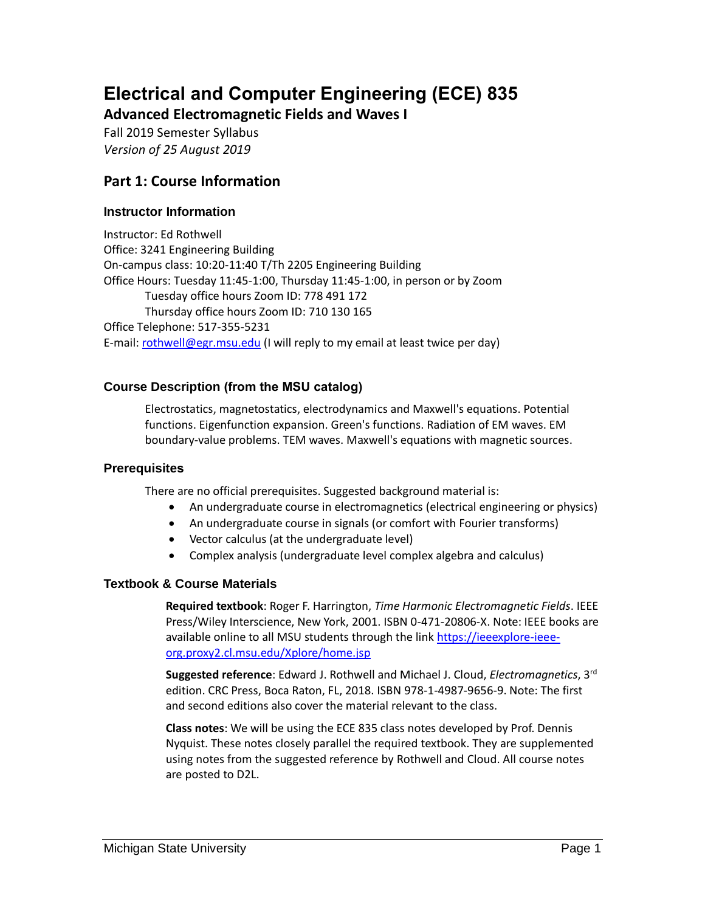# Electrical and Computer Engineering (ECE) 835

## Advanced Electromagnetic Fields and Waves I

Fall 2019 Semester Syllabus

*Version of 25 August 2019*

## Part 1: Course Information

### Instructor Information

Instructor: Ed Rothwell
Office: 3241 Engineering Building
On-campus class: 10:20-11:40 T/Th 2205 Engineering Building
Office Hours: Tuesday 11:45-1:00, Thursday 11:45-1:00, in person or by Zoom
    Tuesday office hours Zoom ID: 778 491 172
    Thursday office hours Zoom ID: 710 130 165
Office Telephone: 517-355-5231
E-mail: [rothwell@egr.msu.edu](mailto:rothwell@egr.msu.edu) (I will reply to my email at least twice per day)

### Course Description (from the MSU catalog)

Electrostatics, magnetostatics, electrodynamics and Maxwell's equations. Potential functions. Eigenfunction expansion. Green's functions. Radiation of EM waves. EM boundary-value problems. TEM waves. Maxwell's equations with magnetic sources.

### Prerequisites

There are no official prerequisites. Suggested background material is:

- An undergraduate course in electromagnetics (electrical engineering or physics)
- An undergraduate course in signals (or comfort with Fourier transforms)
- Vector calculus (at the undergraduate level)
- Complex analysis (undergraduate level complex algebra and calculus)

### Textbook & Course Materials

**Required textbook**: Roger F. Harrington, *Time Harmonic Electromagnetic Fields*. IEEE Press/Wiley Interscience, New York, 2001. ISBN 0-471-20806-X. Note: IEEE books are available online to all MSU students through the link [https://ieeexplore-ieee-org.proxy2.cl.msu.edu/Xplore/home.jsp](https://ieeexplore-ieee-org.proxy2.cl.msu.edu/Xplore/home.jsp)

**Suggested reference**: Edward J. Rothwell and Michael J. Cloud, *Electromagnetics*, 3rd edition. CRC Press, Boca Raton, FL, 2018. ISBN 978-1-4987-9656-9. Note: The first and second editions also cover the material relevant to the class.

**Class notes**: We will be using the ECE 835 class notes developed by Prof. Dennis Nyquist. These notes closely parallel the required textbook. They are supplemented using notes from the suggested reference by Rothwell and Cloud. All course notes are posted to D2L.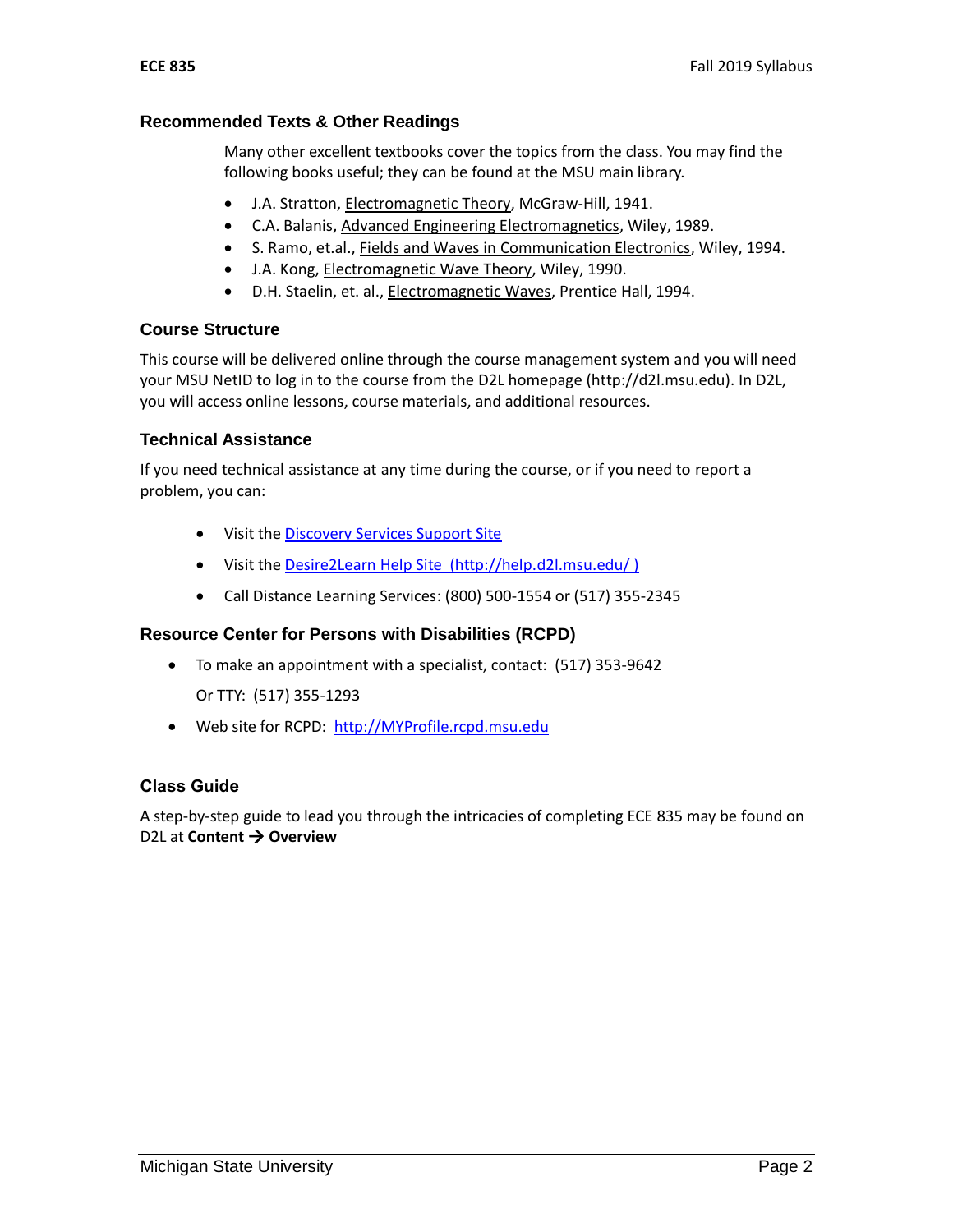## Recommended Texts & Other Readings

Many other excellent textbooks cover the topics from the class. You may find the following books useful; they can be found at the MSU main library.

- J.A. Stratton, Electromagnetic Theory, McGraw-Hill, 1941.
- C.A. Balanis, Advanced Engineering Electromagnetics, Wiley, 1989.
- S. Ramo, et.al., Fields and Waves in Communication Electronics, Wiley, 1994.
- J.A. Kong, Electromagnetic Wave Theory, Wiley, 1990.
- D.H. Staelin, et. al., Electromagnetic Waves, Prentice Hall, 1994.

## Course Structure

This course will be delivered online through the course management system and you will need your MSU NetID to log in to the course from the D2L homepage (http://d2l.msu.edu). In D2L, you will access online lessons, course materials, and additional resources.

## Technical Assistance

If you need technical assistance at any time during the course, or if you need to report a problem, you can:

- Visit the Discovery Services Support Site
- Visit the Desire2Learn Help Site (http://help.d2l.msu.edu/ )
- Call Distance Learning Services: (800) 500-1554 or (517) 355-2345

## Resource Center for Persons with Disabilities (RCPD)

- To make an appointment with a specialist, contact: (517) 353-9642

  Or TTY: (517) 355-1293
- Web site for RCPD: http://MYProfile.rcpd.msu.edu

## Class Guide

A step-by-step guide to lead you through the intricacies of completing ECE 835 may be found on D2L at **Content → Overview**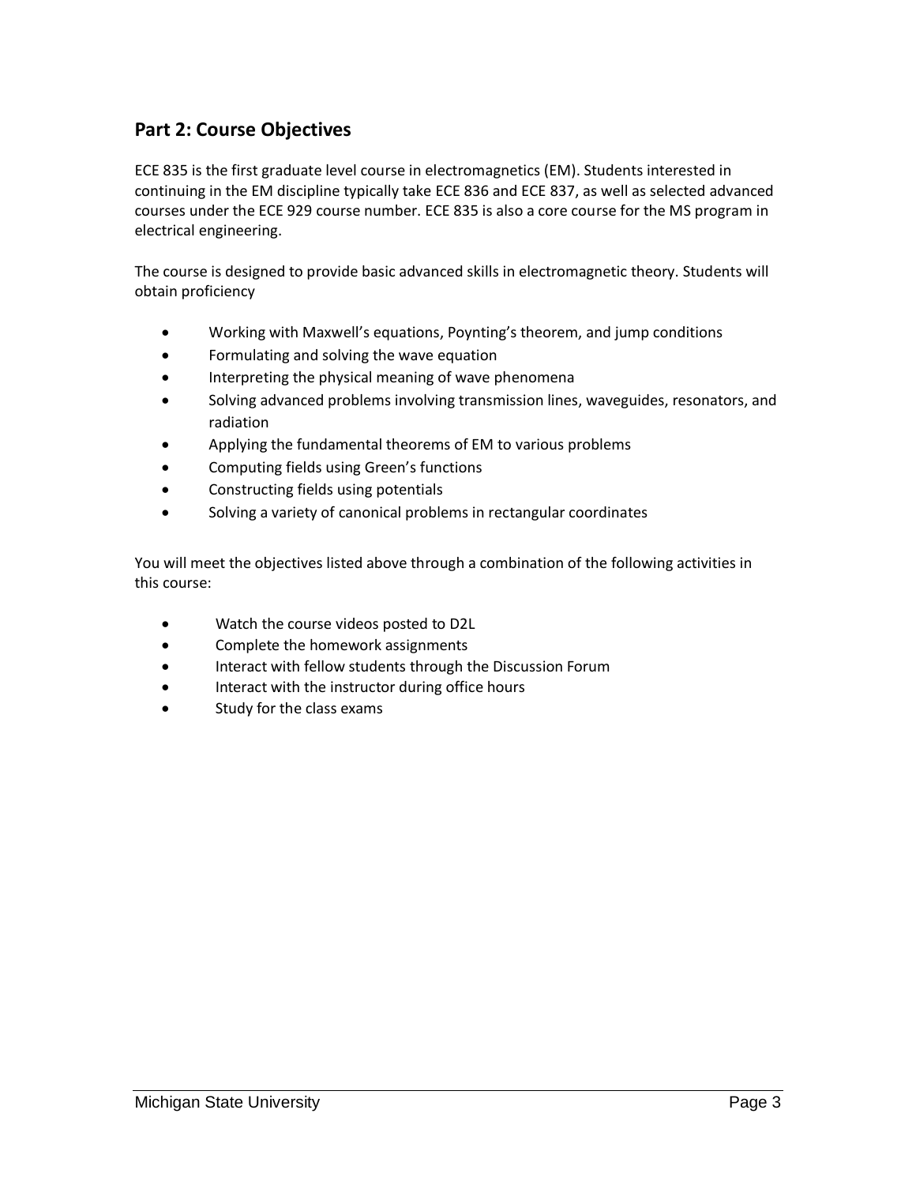## Part 2: Course Objectives

ECE 835 is the first graduate level course in electromagnetics (EM). Students interested in continuing in the EM discipline typically take ECE 836 and ECE 837, as well as selected advanced courses under the ECE 929 course number. ECE 835 is also a core course for the MS program in electrical engineering.

The course is designed to provide basic advanced skills in electromagnetic theory. Students will obtain proficiency

- Working with Maxwell's equations, Poynting's theorem, and jump conditions
- Formulating and solving the wave equation
- Interpreting the physical meaning of wave phenomena
- Solving advanced problems involving transmission lines, waveguides, resonators, and radiation
- Applying the fundamental theorems of EM to various problems
- Computing fields using Green's functions
- Constructing fields using potentials
- Solving a variety of canonical problems in rectangular coordinates

You will meet the objectives listed above through a combination of the following activities in this course:

- Watch the course videos posted to D2L
- Complete the homework assignments
- Interact with fellow students through the Discussion Forum
- Interact with the instructor during office hours
- Study for the class exams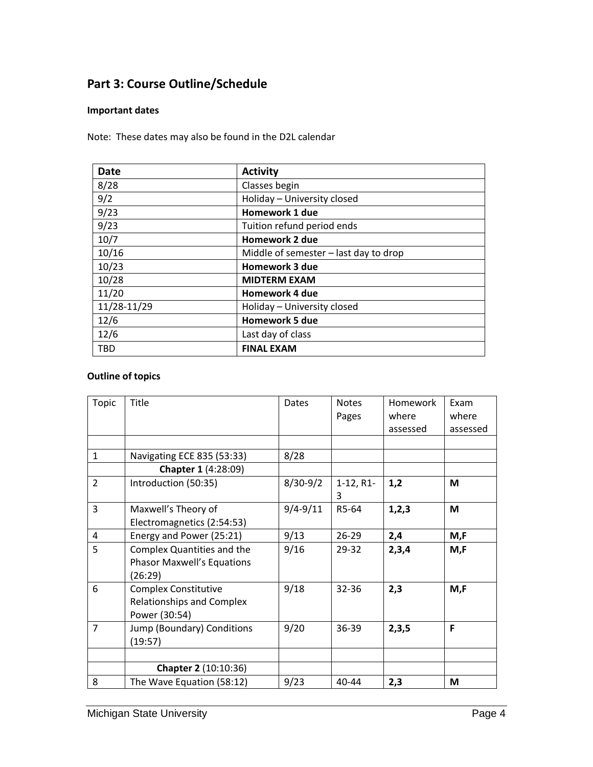## Part 3: Course Outline/Schedule

### Important dates

Note: These dates may also be found in the D2L calendar

| Date | Activity |
|---|---|
| 8/28 | Classes begin |
| 9/2 | Holiday – University closed |
| 9/23 | **Homework 1 due** |
| 9/23 | Tuition refund period ends |
| 10/7 | **Homework 2 due** |
| 10/16 | Middle of semester – last day to drop |
| 10/23 | **Homework 3 due** |
| 10/28 | **MIDTERM EXAM** |
| 11/20 | **Homework 4 due** |
| 11/28-11/29 | Holiday – University closed |
| 12/6 | **Homework 5 due** |
| 12/6 | Last day of class |
| TBD | **FINAL EXAM** |

### Outline of topics

| Topic | Title | Dates | Notes Pages | Homework where assessed | Exam where assessed |
|---|---|---|---|---|---|
| | | | | | |
| 1 | Navigating ECE 835 (53:33) | 8/28 | | | |
| | **Chapter 1** (4:28:09) | | | | |
| 2 | Introduction (50:35) | 8/30-9/2 | 1-12, R1-3 | **1,2** | **M** |
| 3 | Maxwell's Theory of Electromagnetics (2:54:53) | 9/4-9/11 | R5-64 | **1,2,3** | **M** |
| 4 | Energy and Power (25:21) | 9/13 | 26-29 | **2,4** | **M,F** |
| 5 | Complex Quantities and the Phasor Maxwell's Equations (26:29) | 9/16 | 29-32 | **2,3,4** | **M,F** |
| 6 | Complex Constitutive Relationships and Complex Power (30:54) | 9/18 | 32-36 | **2,3** | **M,F** |
| 7 | Jump (Boundary) Conditions (19:57) | 9/20 | 36-39 | **2,3,5** | **F** |
| | | | | | |
| | **Chapter 2** (10:10:36) | | | | |
| 8 | The Wave Equation (58:12) | 9/23 | 40-44 | **2,3** | **M** |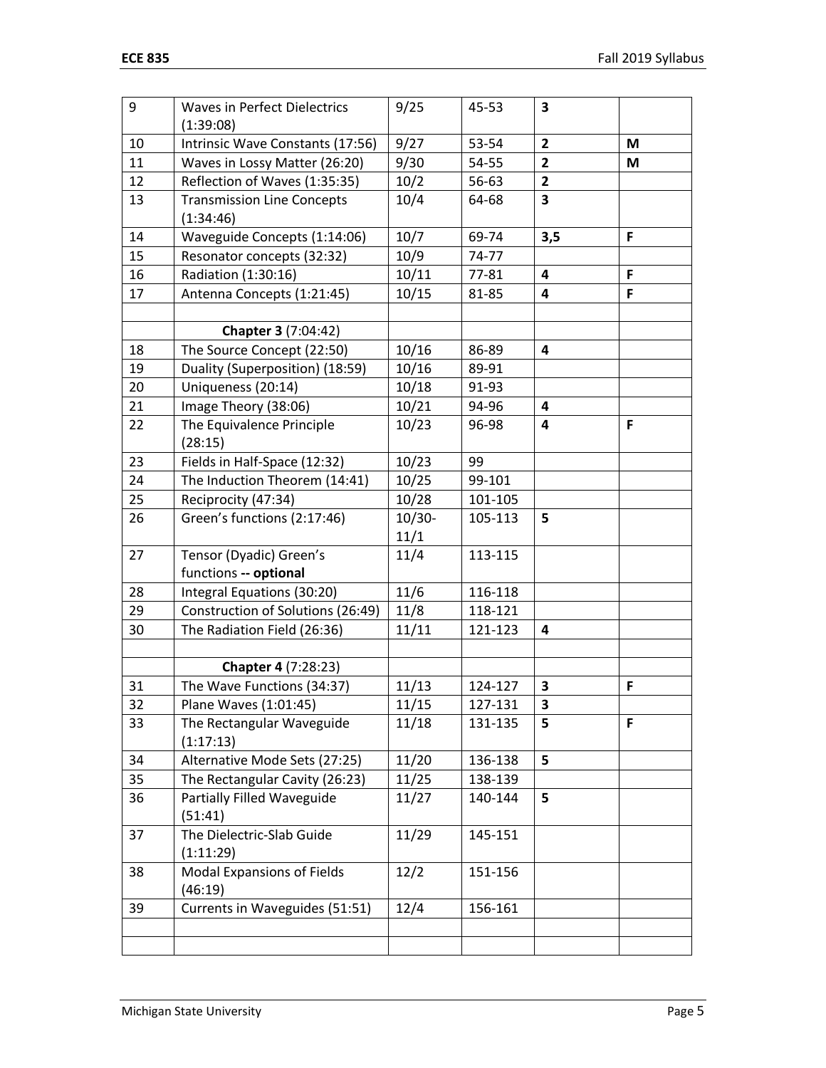| | | | | | |
|---|---|---|---|---|---|
| 9 | Waves in Perfect Dielectrics (1:39:08) | 9/25 | 45-53 | **3** | |
| 10 | Intrinsic Wave Constants (17:56) | 9/27 | 53-54 | **2** | **M** |
| 11 | Waves in Lossy Matter (26:20) | 9/30 | 54-55 | **2** | **M** |
| 12 | Reflection of Waves (1:35:35) | 10/2 | 56-63 | **2** | |
| 13 | Transmission Line Concepts (1:34:46) | 10/4 | 64-68 | **3** | |
| 14 | Waveguide Concepts (1:14:06) | 10/7 | 69-74 | **3,5** | **F** |
| 15 | Resonator concepts (32:32) | 10/9 | 74-77 | | |
| 16 | Radiation (1:30:16) | 10/11 | 77-81 | **4** | **F** |
| 17 | Antenna Concepts (1:21:45) | 10/15 | 81-85 | **4** | **F** |
| | | | | | |
| | **Chapter 3** (7:04:42) | | | | |
| 18 | The Source Concept (22:50) | 10/16 | 86-89 | **4** | |
| 19 | Duality (Superposition) (18:59) | 10/16 | 89-91 | | |
| 20 | Uniqueness (20:14) | 10/18 | 91-93 | | |
| 21 | Image Theory (38:06) | 10/21 | 94-96 | **4** | |
| 22 | The Equivalence Principle (28:15) | 10/23 | 96-98 | **4** | **F** |
| 23 | Fields in Half-Space (12:32) | 10/23 | 99 | | |
| 24 | The Induction Theorem (14:41) | 10/25 | 99-101 | | |
| 25 | Reciprocity (47:34) | 10/28 | 101-105 | | |
| 26 | Green's functions (2:17:46) | 10/30-11/1 | 105-113 | **5** | |
| 27 | Tensor (Dyadic) Green's functions **-- optional** | 11/4 | 113-115 | | |
| 28 | Integral Equations (30:20) | 11/6 | 116-118 | | |
| 29 | Construction of Solutions (26:49) | 11/8 | 118-121 | | |
| 30 | The Radiation Field (26:36) | 11/11 | 121-123 | **4** | |
| | | | | | |
| | **Chapter 4** (7:28:23) | | | | |
| 31 | The Wave Functions (34:37) | 11/13 | 124-127 | **3** | **F** |
| 32 | Plane Waves (1:01:45) | 11/15 | 127-131 | **3** | |
| 33 | The Rectangular Waveguide (1:17:13) | 11/18 | 131-135 | **5** | **F** |
| 34 | Alternative Mode Sets (27:25) | 11/20 | 136-138 | **5** | |
| 35 | The Rectangular Cavity (26:23) | 11/25 | 138-139 | | |
| 36 | Partially Filled Waveguide (51:41) | 11/27 | 140-144 | **5** | |
| 37 | The Dielectric-Slab Guide (1:11:29) | 11/29 | 145-151 | | |
| 38 | Modal Expansions of Fields (46:19) | 12/2 | 151-156 | | |
| 39 | Currents in Waveguides (51:51) | 12/4 | 156-161 | | |
| | | | | | |
| | | | | | |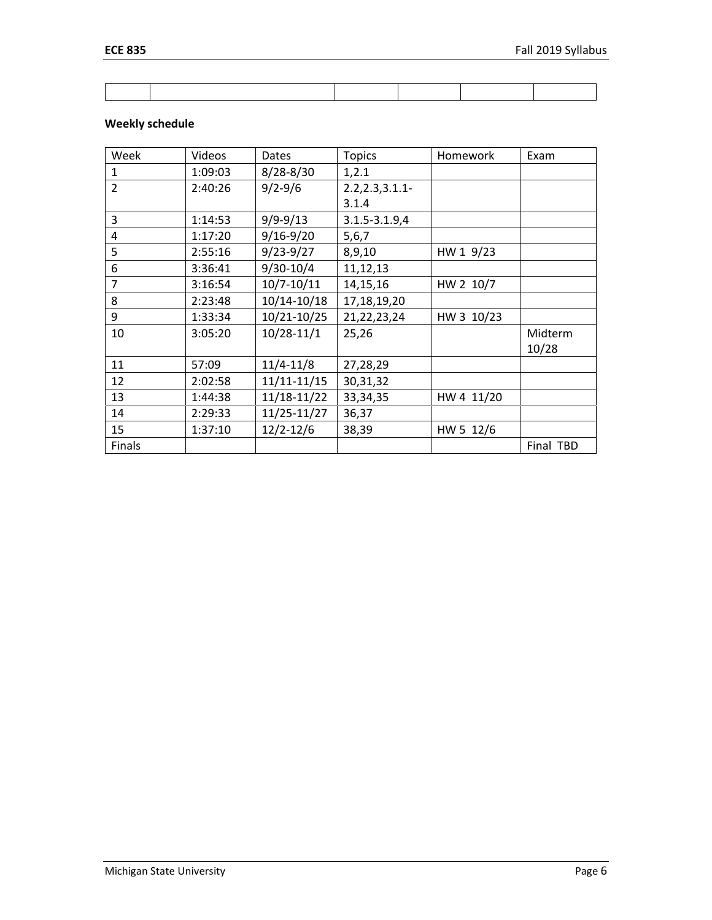| | | | | | |
|---|---|---|---|---|---|

**Weekly schedule**

| Week | Videos | Dates | Topics | Homework | Exam |
|---|---|---|---|---|---|
| 1 | 1:09:03 | 8/28-8/30 | 1,2.1 | | |
| 2 | 2:40:26 | 9/2-9/6 | 2.2,2.3,3.1.1-3.1.4 | | |
| 3 | 1:14:53 | 9/9-9/13 | 3.1.5-3.1.9,4 | | |
| 4 | 1:17:20 | 9/16-9/20 | 5,6,7 | | |
| 5 | 2:55:16 | 9/23-9/27 | 8,9,10 | HW 1 9/23 | |
| 6 | 3:36:41 | 9/30-10/4 | 11,12,13 | | |
| 7 | 3:16:54 | 10/7-10/11 | 14,15,16 | HW 2 10/7 | |
| 8 | 2:23:48 | 10/14-10/18 | 17,18,19,20 | | |
| 9 | 1:33:34 | 10/21-10/25 | 21,22,23,24 | HW 3 10/23 | |
| 10 | 3:05:20 | 10/28-11/1 | 25,26 | | Midterm 10/28 |
| 11 | 57:09 | 11/4-11/8 | 27,28,29 | | |
| 12 | 2:02:58 | 11/11-11/15 | 30,31,32 | | |
| 13 | 1:44:38 | 11/18-11/22 | 33,34,35 | HW 4 11/20 | |
| 14 | 2:29:33 | 11/25-11/27 | 36,37 | | |
| 15 | 1:37:10 | 12/2-12/6 | 38,39 | HW 5 12/6 | |
| Finals | | | | | Final TBD |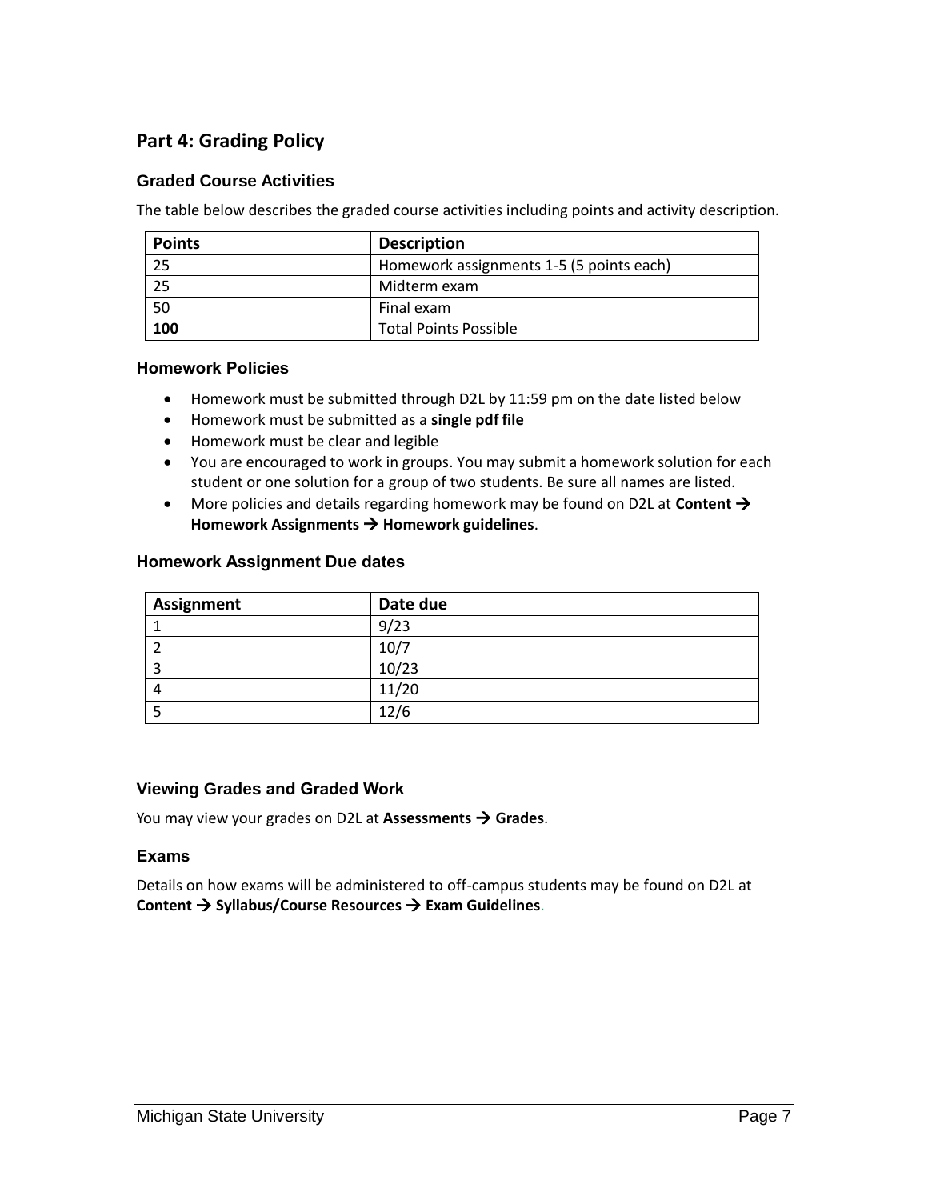## Part 4: Grading Policy

### Graded Course Activities

The table below describes the graded course activities including points and activity description.

| Points | Description |
| --- | --- |
| 25 | Homework assignments 1-5 (5 points each) |
| 25 | Midterm exam |
| 50 | Final exam |
| **100** | Total Points Possible |

### Homework Policies

- Homework must be submitted through D2L by 11:59 pm on the date listed below
- Homework must be submitted as a **single pdf file**
- Homework must be clear and legible
- You are encouraged to work in groups. You may submit a homework solution for each student or one solution for a group of two students. Be sure all names are listed.
- More policies and details regarding homework may be found on D2L at **Content → Homework Assignments → Homework guidelines**.

### Homework Assignment Due dates

| Assignment | Date due |
| --- | --- |
| 1 | 9/23 |
| 2 | 10/7 |
| 3 | 10/23 |
| 4 | 11/20 |
| 5 | 12/6 |

### Viewing Grades and Graded Work

You may view your grades on D2L at **Assessments → Grades**.

### Exams

Details on how exams will be administered to off-campus students may be found on D2L at **Content → Syllabus/Course Resources → Exam Guidelines**.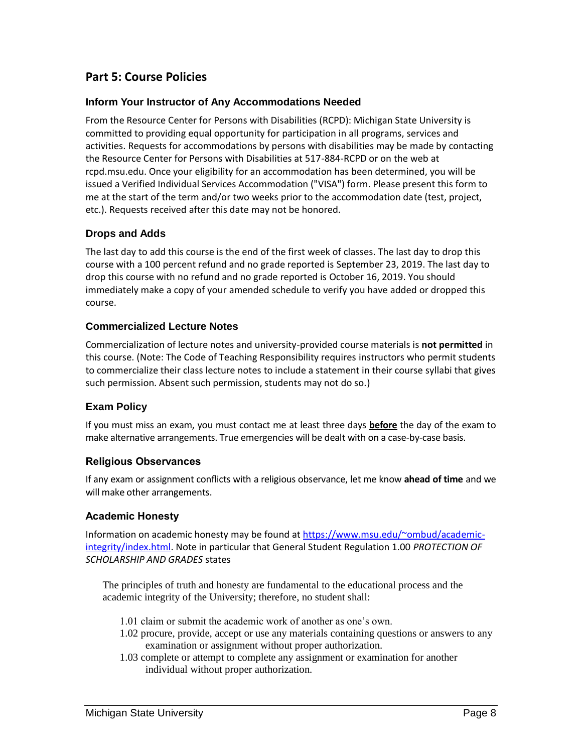## Part 5: Course Policies

### Inform Your Instructor of Any Accommodations Needed

From the Resource Center for Persons with Disabilities (RCPD): Michigan State University is committed to providing equal opportunity for participation in all programs, services and activities. Requests for accommodations by persons with disabilities may be made by contacting the Resource Center for Persons with Disabilities at 517-884-RCPD or on the web at rcpd.msu.edu. Once your eligibility for an accommodation has been determined, you will be issued a Verified Individual Services Accommodation ("VISA") form. Please present this form to me at the start of the term and/or two weeks prior to the accommodation date (test, project, etc.). Requests received after this date may not be honored.

### Drops and Adds

The last day to add this course is the end of the first week of classes. The last day to drop this course with a 100 percent refund and no grade reported is September 23, 2019. The last day to drop this course with no refund and no grade reported is October 16, 2019. You should immediately make a copy of your amended schedule to verify you have added or dropped this course.

### Commercialized Lecture Notes

Commercialization of lecture notes and university-provided course materials is **not permitted** in this course. (Note: The Code of Teaching Responsibility requires instructors who permit students to commercialize their class lecture notes to include a statement in their course syllabi that gives such permission. Absent such permission, students may not do so.)

### Exam Policy

If you must miss an exam, you must contact me at least three days **<u>before</u>** the day of the exam to make alternative arrangements. True emergencies will be dealt with on a case-by-case basis.

### Religious Observances

If any exam or assignment conflicts with a religious observance, let me know **ahead of time** and we will make other arrangements.

### Academic Honesty

Information on academic honesty may be found at [https://www.msu.edu/~ombud/academic-integrity/index.html](https://www.msu.edu/~ombud/academic-integrity/index.html). Note in particular that General Student Regulation 1.00 *PROTECTION OF SCHOLARSHIP AND GRADES* states

> The principles of truth and honesty are fundamental to the educational process and the academic integrity of the University; therefore, no student shall:
>
> 1.01 claim or submit the academic work of another as one's own.
>
> 1.02 procure, provide, accept or use any materials containing questions or answers to any examination or assignment without proper authorization.
>
> 1.03 complete or attempt to complete any assignment or examination for another individual without proper authorization.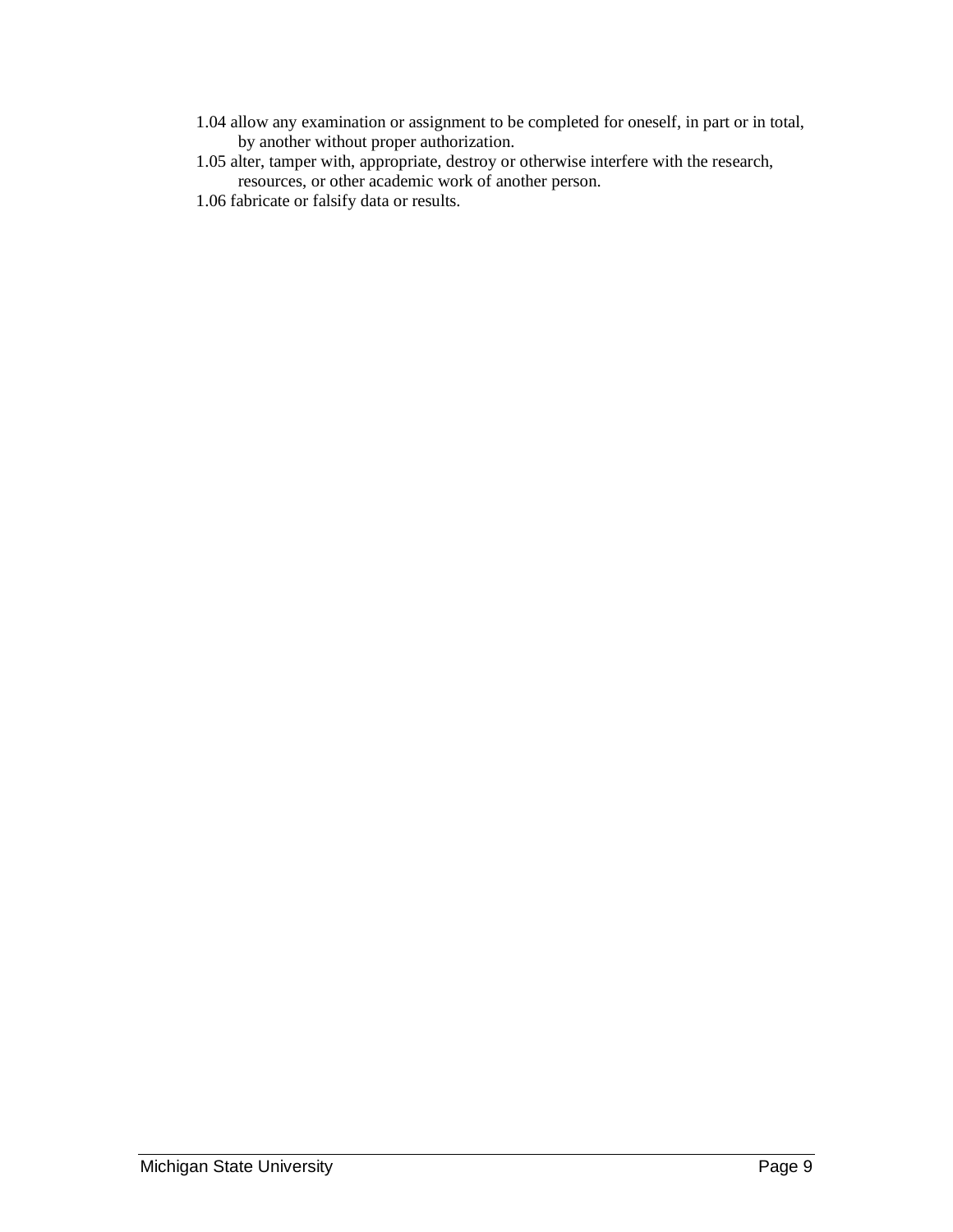1.04 allow any examination or assignment to be completed for oneself, in part or in total, by another without proper authorization.

1.05 alter, tamper with, appropriate, destroy or otherwise interfere with the research, resources, or other academic work of another person.

1.06 fabricate or falsify data or results.